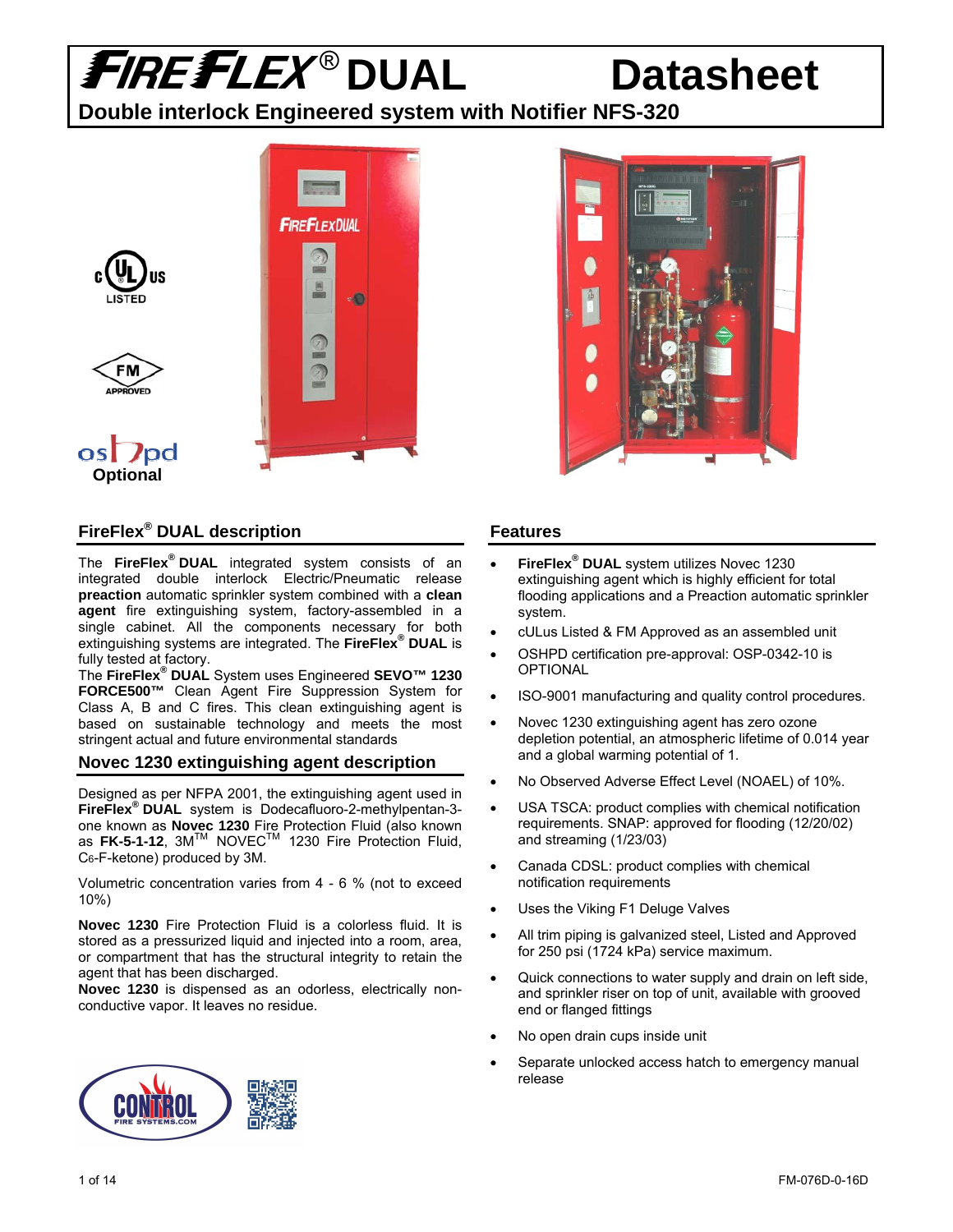# FIREFLEX® DUAL Datasheet

## Double interlock Engineered system with Notifier NFS-320

Optional

## FireFlex® DUAL description

The **FireFlex® DUAL** integrated system consists of an integrated double interlock Electric/Pneumatic release **preaction** automatic sprinkler system combined with a **clean agent** fire extinguishing system, factory-assembled in a single cabinet. All the components necessary for both extinguishing systems are integrated. The **FireFlex® DUAL** is fully tested at factory.

The **FireFlex® DUAL** System uses Engineered **SEVO™ 1230 FORCE500™** Clean Agent Fire Suppression System for Class A, B and C fires. This clean extinguishing agent is based on sustainable technology and meets the most stringent actual and future environmental standards

## Novec 1230 extinguishing agent description

Designed as per NFPA 2001, the extinguishing agent used in **FireFlex® DUAL** system is Dodecafluoro-2-methylpentan-3-one known as **Novec 1230** Fire Protection Fluid (also known as **FK-5-1-12**, 3M™ NOVEC™ 1230 Fire Protection Fluid, $C_6$-F-ketone) produced by 3M.

Volumetric concentration varies from 4 - 6 % (not to exceed 10%)

**Novec 1230** Fire Protection Fluid is a colorless fluid. It is stored as a pressurized liquid and injected into a room, area, or compartment that has the structural integrity to retain the agent that has been discharged.

**Novec 1230** is dispensed as an odorless, electrically non-conductive vapor. It leaves no residue.

## Features

- **FireFlex® DUAL** system utilizes Novec 1230 extinguishing agent which is highly efficient for total flooding applications and a Preaction automatic sprinkler system.
- cULus Listed & FM Approved as an assembled unit
- OSHPD certification pre-approval: OSP-0342-10 is OPTIONAL
- ISO-9001 manufacturing and quality control procedures.
- Novec 1230 extinguishing agent has zero ozone depletion potential, an atmospheric lifetime of 0.014 year and a global warming potential of 1.
- No Observed Adverse Effect Level (NOAEL) of 10%.
- USA TSCA: product complies with chemical notification requirements. SNAP: approved for flooding (12/20/02) and streaming (1/23/03)
- Canada CDSL: product complies with chemical notification requirements
- Uses the Viking F1 Deluge Valves
- All trim piping is galvanized steel, Listed and Approved for 250 psi (1724 kPa) service maximum.
- Quick connections to water supply and drain on left side, and sprinkler riser on top of unit, available with grooved end or flanged fittings
- No open drain cups inside unit
- Separate unlocked access hatch to emergency manual release

FM-076D-0-16D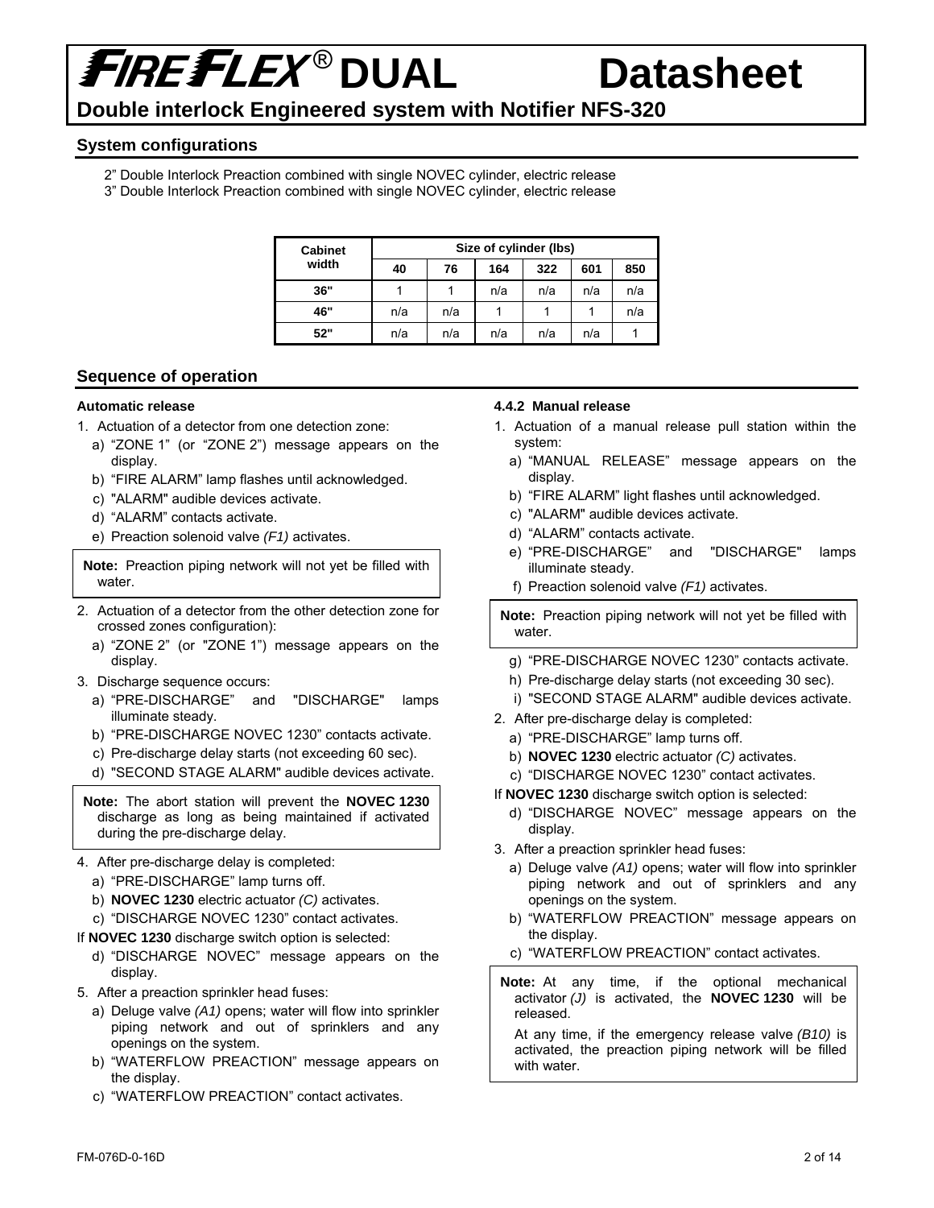# FIREFLEX® DUAL Datasheet

**Double interlock Engineered system with Notifier NFS-320**

## System configurations

2" Double Interlock Preaction combined with single NOVEC cylinder, electric release
3" Double Interlock Preaction combined with single NOVEC cylinder, electric release

| Cabinet width | Size of cylinder (lbs) | | | | | |
|---|---|---|---|---|---|---|
| | 40 | 76 | 164 | 322 | 601 | 850 |
| 36" | 1 | 1 | n/a | n/a | n/a | n/a |
| 46" | n/a | n/a | 1 | 1 | 1 | n/a |
| 52" | n/a | n/a | n/a | n/a | n/a | 1 |

## Sequence of operation

### Automatic release

1. Actuation of a detector from one detection zone:
   a) "ZONE 1" (or "ZONE 2") message appears on the display.
   b) "FIRE ALARM" lamp flashes until acknowledged.
   c) "ALARM" audible devices activate.
   d) "ALARM" contacts activate.
   e) Preaction solenoid valve *(F1)* activates.

> **Note:** Preaction piping network will not yet be filled with water.

2. Actuation of a detector from the other detection zone for crossed zones configuration):
   a) "ZONE 2" (or "ZONE 1") message appears on the display.
3. Discharge sequence occurs:
   a) "PRE-DISCHARGE" and "DISCHARGE" lamps illuminate steady.
   b) "PRE-DISCHARGE NOVEC 1230" contacts activate.
   c) Pre-discharge delay starts (not exceeding 60 sec).
   d) "SECOND STAGE ALARM" audible devices activate.

> **Note:** The abort station will prevent the **NOVEC 1230** discharge as long as being maintained if activated during the pre-discharge delay.

4. After pre-discharge delay is completed:
   a) "PRE-DISCHARGE" lamp turns off.
   b) **NOVEC 1230** electric actuator *(C)* activates.
   c) "DISCHARGE NOVEC 1230" contact activates.

If **NOVEC 1230** discharge switch option is selected:
   d) "DISCHARGE NOVEC" message appears on the display.

5. After a preaction sprinkler head fuses:
   a) Deluge valve *(A1)* opens; water will flow into sprinkler piping network and out of sprinklers and any openings on the system.
   b) "WATERFLOW PREACTION" message appears on the display.
   c) "WATERFLOW PREACTION" contact activates.

### 4.4.2 Manual release

1. Actuation of a manual release pull station within the system:
   a) "MANUAL RELEASE" message appears on the display.
   b) "FIRE ALARM" light flashes until acknowledged.
   c) "ALARM" audible devices activate.
   d) "ALARM" contacts activate.
   e) "PRE-DISCHARGE" and "DISCHARGE" lamps illuminate steady.
   f) Preaction solenoid valve *(F1)* activates.

> **Note:** Preaction piping network will not yet be filled with water.

   g) "PRE-DISCHARGE NOVEC 1230" contacts activate.
   h) Pre-discharge delay starts (not exceeding 30 sec).
   i) "SECOND STAGE ALARM" audible devices activate.

2. After pre-discharge delay is completed:
   a) "PRE-DISCHARGE" lamp turns off.
   b) **NOVEC 1230** electric actuator *(C)* activates.
   c) "DISCHARGE NOVEC 1230" contact activates.

If **NOVEC 1230** discharge switch option is selected:
   d) "DISCHARGE NOVEC" message appears on the display.

3. After a preaction sprinkler head fuses:
   a) Deluge valve *(A1)* opens; water will flow into sprinkler piping network and out of sprinklers and any openings on the system.
   b) "WATERFLOW PREACTION" message appears on the display.
   c) "WATERFLOW PREACTION" contact activates.

> **Note:** At any time, if the optional mechanical activator *(J)* is activated, the **NOVEC 1230** will be released.
>
> At any time, if the emergency release valve *(B10)* is activated, the preaction piping network will be filled with water.

FM-076D-0-16D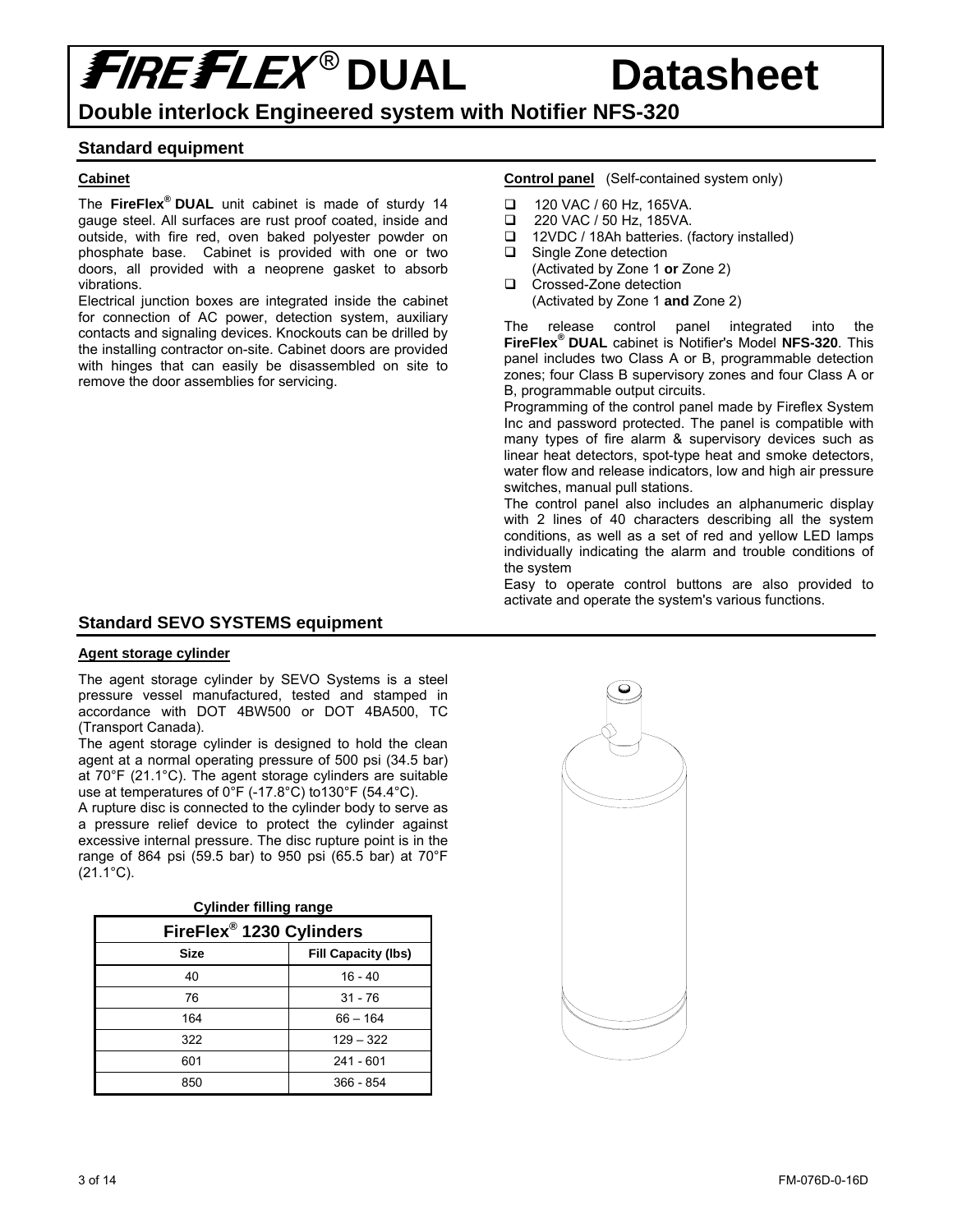# FIREFLEX® DUAL Datasheet

## Double interlock Engineered system with Notifier NFS-320

## Standard equipment

**Cabinet**

The **FireFlex® DUAL** unit cabinet is made of sturdy 14 gauge steel. All surfaces are rust proof coated, inside and outside, with fire red, oven baked polyester powder on phosphate base. Cabinet is provided with one or two doors, all provided with a neoprene gasket to absorb vibrations.

Electrical junction boxes are integrated inside the cabinet for connection of AC power, detection system, auxiliary contacts and signaling devices. Knockouts can be drilled by the installing contractor on-site. Cabinet doors are provided with hinges that can easily be disassembled on site to remove the door assemblies for servicing.

**Control panel** (Self-contained system only)

- ❑ 120 VAC / 60 Hz, 165VA.
- ❑ 220 VAC / 50 Hz, 185VA.
- ❑ 12VDC / 18Ah batteries. (factory installed)
- ❑ Single Zone detection (Activated by Zone 1 **or** Zone 2)
- ❑ Crossed-Zone detection (Activated by Zone 1 **and** Zone 2)

The release control panel integrated into the **FireFlex® DUAL** cabinet is Notifier's Model **NFS-320**. This panel includes two Class A or B, programmable detection zones; four Class B supervisory zones and four Class A or B, programmable output circuits.

Programming of the control panel made by Fireflex System Inc and password protected. The panel is compatible with many types of fire alarm & supervisory devices such as linear heat detectors, spot-type heat and smoke detectors, water flow and release indicators, low and high air pressure switches, manual pull stations.

The control panel also includes an alphanumeric display with 2 lines of 40 characters describing all the system conditions, as well as a set of red and yellow LED lamps individually indicating the alarm and trouble conditions of the system

Easy to operate control buttons are also provided to activate and operate the system's various functions.

## Standard SEVO SYSTEMS equipment

**Agent storage cylinder**

The agent storage cylinder by SEVO Systems is a steel pressure vessel manufactured, tested and stamped in accordance with DOT 4BW500 or DOT 4BA500, TC (Transport Canada).

The agent storage cylinder is designed to hold the clean agent at a normal operating pressure of 500 psi (34.5 bar) at 70°F (21.1°C). The agent storage cylinders are suitable use at temperatures of 0°F (-17.8°C) to130°F (54.4°C).

A rupture disc is connected to the cylinder body to serve as a pressure relief device to protect the cylinder against excessive internal pressure. The disc rupture point is in the range of 864 psi (59.5 bar) to 950 psi (65.5 bar) at 70°F (21.1°C).

**Cylinder filling range**

| FireFlex® 1230 Cylinders | |
|---|---|
| **Size** | **Fill Capacity (lbs)** |
| 40 | 16 - 40 |
| 76 | 31 - 76 |
| 164 | 66 – 164 |
| 322 | 129 – 322 |
| 601 | 241 - 601 |
| 850 | 366 - 854 |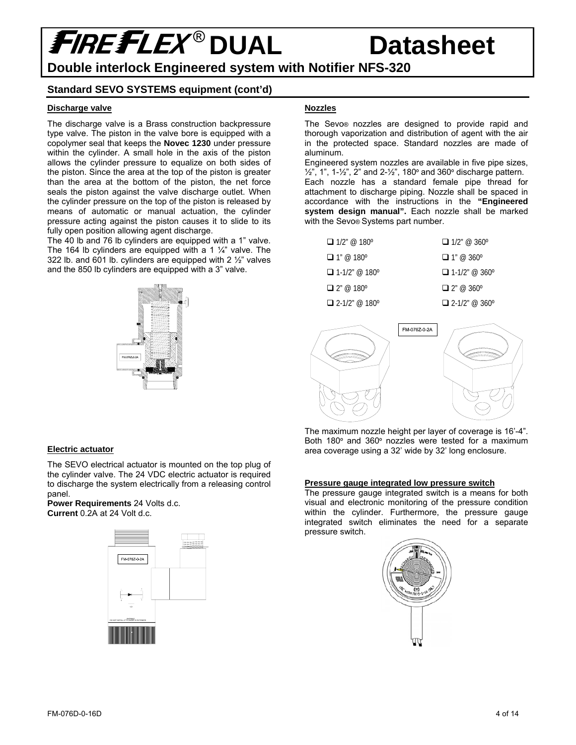# FIREFLEX® DUAL Datasheet

## Double interlock Engineered system with Notifier NFS-320

### Standard SEVO SYSTEMS equipment (cont'd)

**Discharge valve**

The discharge valve is a Brass construction backpressure type valve. The piston in the valve bore is equipped with a copolymer seal that keeps the **Novec 1230** under pressure within the cylinder. A small hole in the axis of the piston allows the cylinder pressure to equalize on both sides of the piston. Since the area at the top of the piston is greater than the area at the bottom of the piston, the net force seals the piston against the valve discharge outlet. When the cylinder pressure on the top of the piston is released by means of automatic or manual actuation, the cylinder pressure acting against the piston causes it to slide to its fully open position allowing agent discharge.

The 40 lb and 76 lb cylinders are equipped with a 1" valve. The 164 lb cylinders are equipped with a 1 ¼" valve. The 322 lb. and 601 lb. cylinders are equipped with 2 ½" valves and the 850 lb cylinders are equipped with a 3" valve.

FM-076Z-0-2A

**Electric actuator**

The SEVO electrical actuator is mounted on the top plug of the cylinder valve. The 24 VDC electric actuator is required to discharge the system electrically from a releasing control panel.

**Power Requirements** 24 Volts d.c.
**Current** 0.2A at 24 Volt d.c.

FM-076Z-0-2A

**Nozzles**

The Sevo® nozzles are designed to provide rapid and thorough vaporization and distribution of agent with the air in the protected space. Standard nozzles are made of aluminum.

Engineered system nozzles are available in five pipe sizes, ½", 1", 1-½", 2" and 2-½", 180º and 360º discharge pattern.

Each nozzle has a standard female pipe thread for attachment to discharge piping. Nozzle shall be spaced in accordance with the instructions in the **"Engineered system design manual".** Each nozzle shall be marked with the Sevo® Systems part number.

- ❑ 1/2" @ 180º
- ❑ 1/2" @ 360º
- ❑ 1" @ 180º
- ❑ 1" @ 360º
- ❑ 1-1/2" @ 180º
- ❑ 1-1/2" @ 360º
- ❑ 2" @ 180º
- ❑ 2" @ 360º
- ❑ 2-1/2" @ 180º
- ❑ 2-1/2" @ 360º

FM-076Z-0-2A

The maximum nozzle height per layer of coverage is 16'-4". Both 180º and 360º nozzles were tested for a maximum area coverage using a 32' wide by 32' long enclosure.

**Pressure gauge integrated low pressure switch**

The pressure gauge integrated switch is a means for both visual and electronic monitoring of the pressure condition within the cylinder. Furthermore, the pressure gauge integrated switch eliminates the need for a separate pressure switch.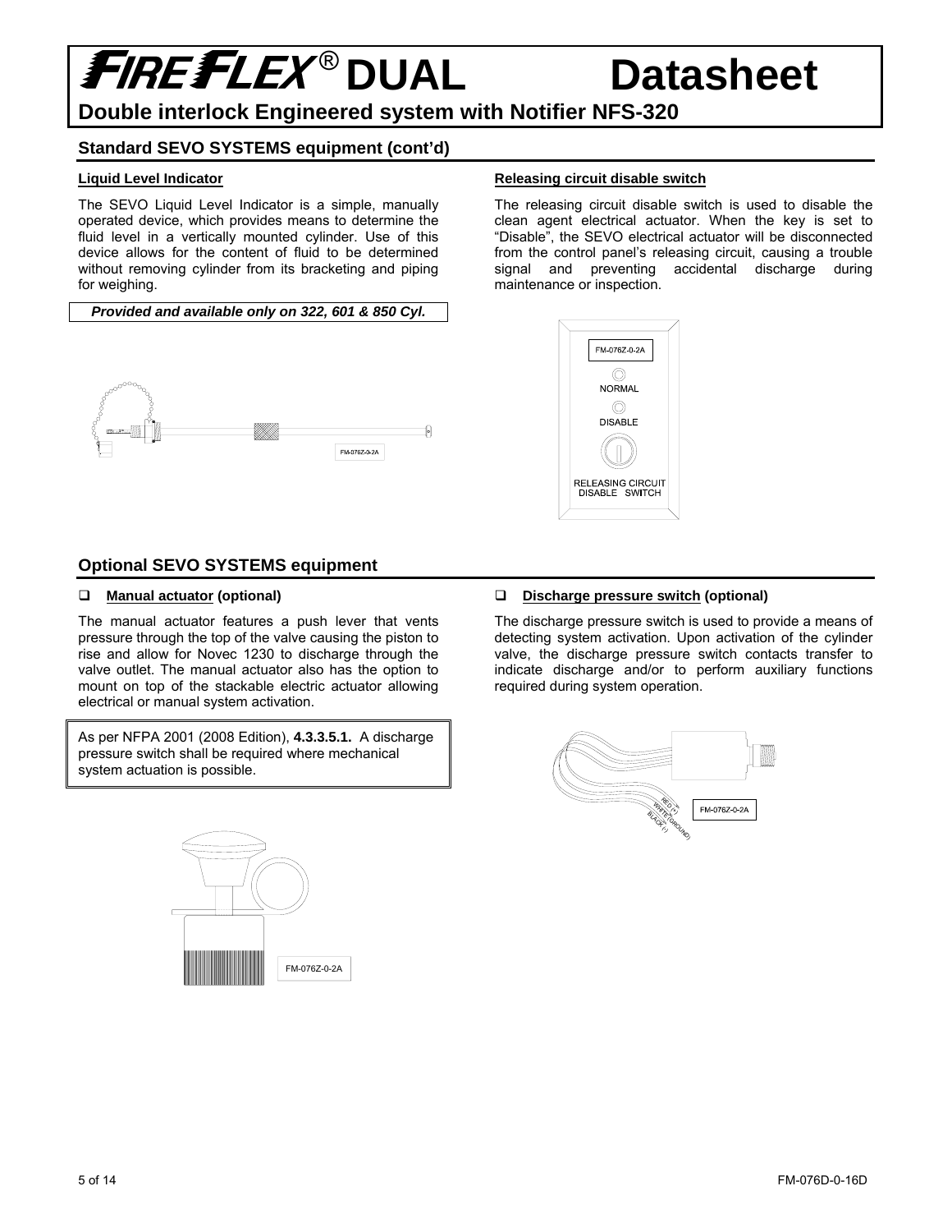# FIREFLEX® DUAL Datasheet

## Double interlock Engineered system with Notifier NFS-320

### Standard SEVO SYSTEMS equipment (cont'd)

**Liquid Level Indicator**

The SEVO Liquid Level Indicator is a simple, manually operated device, which provides means to determine the fluid level in a vertically mounted cylinder. Use of this device allows for the content of fluid to be determined without removing cylinder from its bracketing and piping for weighing.

***Provided and available only on 322, 601 & 850 Cyl.***

FM-076Z-0-2A

**Releasing circuit disable switch**

The releasing circuit disable switch is used to disable the clean agent electrical actuator. When the key is set to "Disable", the SEVO electrical actuator will be disconnected from the control panel's releasing circuit, causing a trouble signal and preventing accidental discharge during maintenance or inspection.

FM-076Z-0-2A

NORMAL

DISABLE

RELEASING CIRCUIT DISABLE SWITCH

### Optional SEVO SYSTEMS equipment

- **Manual actuator (optional)**

The manual actuator features a push lever that vents pressure through the top of the valve causing the piston to rise and allow for Novec 1230 to discharge through the valve outlet. The manual actuator also has the option to mount on top of the stackable electric actuator allowing electrical or manual system activation.

As per NFPA 2001 (2008 Edition), **4.3.3.5.1.** A discharge pressure switch shall be required where mechanical system actuation is possible.

FM-076Z-0-2A

- **Discharge pressure switch (optional)**

The discharge pressure switch is used to provide a means of detecting system activation. Upon activation of the cylinder valve, the discharge pressure switch contacts transfer to indicate discharge and/or to perform auxiliary functions required during system operation.

RED (+)
WHITE (GROUND)
BLACK (-)

FM-076Z-0-2A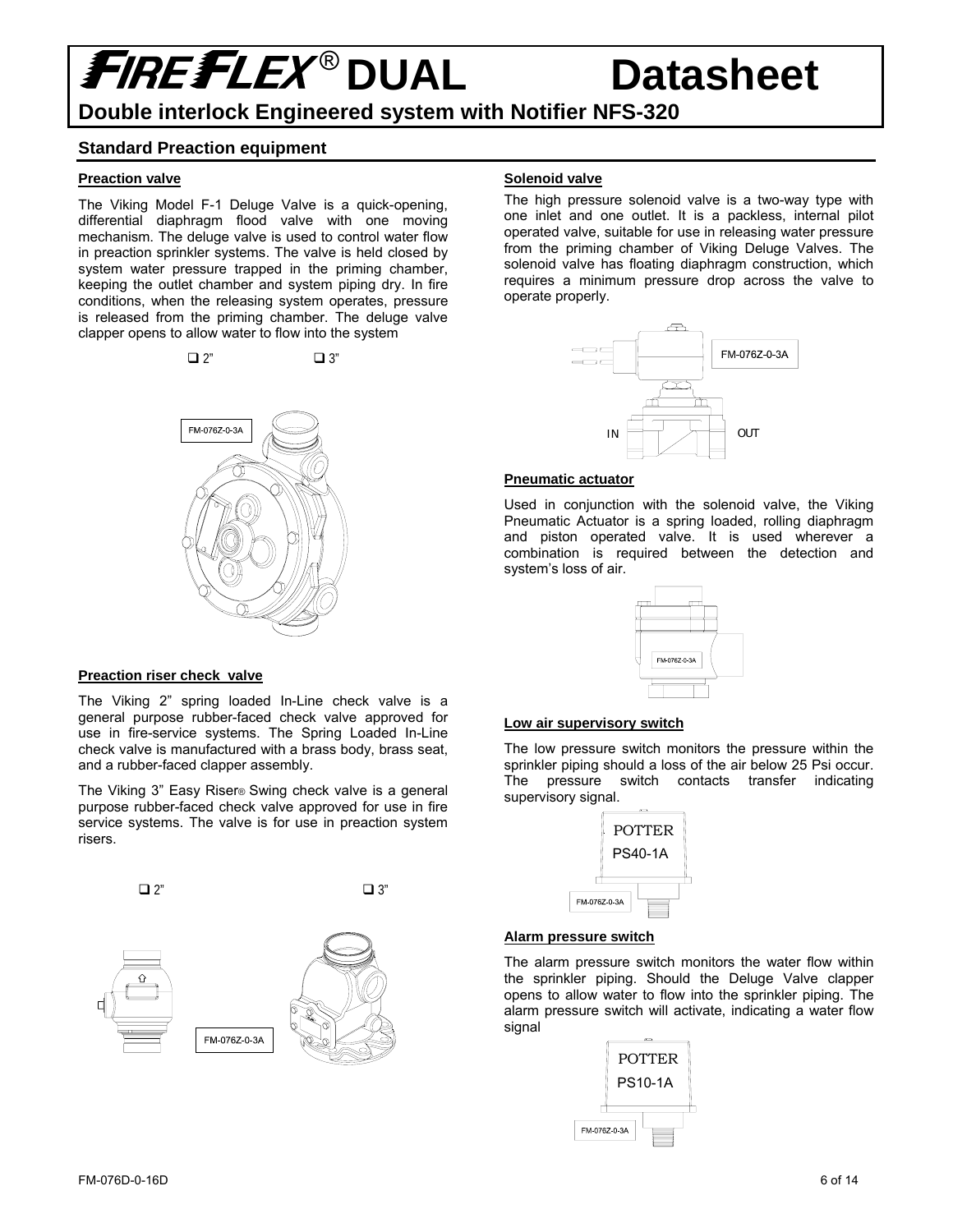# FIREFLEX® DUAL Datasheet

**Double interlock Engineered system with Notifier NFS-320**

## Standard Preaction equipment

### Preaction valve

The Viking Model F-1 Deluge Valve is a quick-opening, differential diaphragm flood valve with one moving mechanism. The deluge valve is used to control water flow in preaction sprinkler systems. The valve is held closed by system water pressure trapped in the priming chamber, keeping the outlet chamber and system piping dry. In fire conditions, when the releasing system operates, pressure is released from the priming chamber. The deluge valve clapper opens to allow water to flow into the system

❑ 2" ❑ 3"

FM-076Z-0-3A

### Preaction riser check valve

The Viking 2" spring loaded In-Line check valve is a general purpose rubber-faced check valve approved for use in fire-service systems. The Spring Loaded In-Line check valve is manufactured with a brass body, brass seat, and a rubber-faced clapper assembly.

The Viking 3" Easy Riser® Swing check valve is a general purpose rubber-faced check valve approved for use in fire service systems. The valve is for use in preaction system risers.

❑ 2" ❑ 3"

FM-076Z-0-3A

### Solenoid valve

The high pressure solenoid valve is a two-way type with one inlet and one outlet. It is a packless, internal pilot operated valve, suitable for use in releasing water pressure from the priming chamber of Viking Deluge Valves. The solenoid valve has floating diaphragm construction, which requires a minimum pressure drop across the valve to operate properly.

FM-076Z-0-3A

IN OUT

### Pneumatic actuator

Used in conjunction with the solenoid valve, the Viking Pneumatic Actuator is a spring loaded, rolling diaphragm and piston operated valve. It is used wherever a combination is required between the detection and system's loss of air.

FM-076Z-0-3A

### Low air supervisory switch

The low pressure switch monitors the pressure within the sprinkler piping should a loss of the air below 25 Psi occur. The pressure switch contacts transfer indicating supervisory signal.

POTTER
PS40-1A

FM-076Z-0-3A

### Alarm pressure switch

The alarm pressure switch monitors the water flow within the sprinkler piping. Should the Deluge Valve clapper opens to allow water to flow into the sprinkler piping. The alarm pressure switch will activate, indicating a water flow signal

POTTER
PS10-1A

FM-076Z-0-3A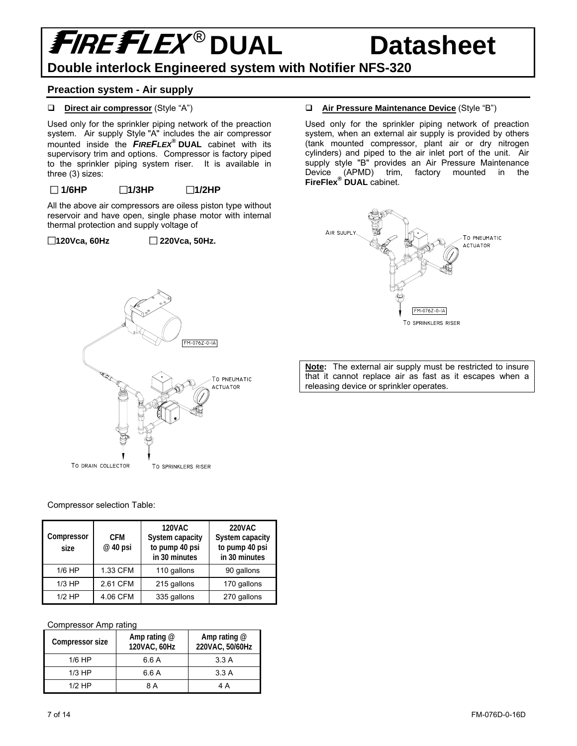# FIREFLEX® DUAL Datasheet

**Double interlock Engineered system with Notifier NFS-320**

## Preaction system - Air supply

❑ **Direct air compressor** (Style "A")

Used only for the sprinkler piping network of the preaction system. Air supply Style "A" includes the air compressor mounted inside the ***FIREFLEX®*** **DUAL** cabinet with its supervisory trim and options. Compressor is factory piped to the sprinkler piping system riser. It is available in three (3) sizes:

☐ **1/6HP** ☐ **1/3HP** ☐ **1/2HP**

All the above air compressors are oilless piston type without reservoir and have open, single phase motor with internal thermal protection and supply voltage of

☐ **120Vca, 60Hz** ☐ **220Vca, 50Hz.**

FM-076Z-0-IA

TO PNEUMATIC ACTUATOR

TO DRAIN COLLECTOR

TO SPRINKLERS RISER

Compressor selection Table:

| Compressor size | CFM @ 40 psi | 120VAC System capacity to pump 40 psi in 30 minutes | 220VAC System capacity to pump 40 psi in 30 minutes |
|---|---|---|---|
| 1/6 HP | 1.33 CFM | 110 gallons | 90 gallons |
| 1/3 HP | 2.61 CFM | 215 gallons | 170 gallons |
| 1/2 HP | 4.06 CFM | 335 gallons | 270 gallons |

Compressor Amp rating

| Compressor size | Amp rating @ 120VAC, 60Hz | Amp rating @ 220VAC, 50/60Hz |
|---|---|---|
| 1/6 HP | 6.6 A | 3.3 A |
| 1/3 HP | 6.6 A | 3.3 A |
| 1/2 HP | 8 A | 4 A |

❑ **Air Pressure Maintenance Device** (Style "B")

Used only for the sprinkler piping network of preaction system, when an external air supply is provided by others (tank mounted compressor, plant air or dry nitrogen cylinders) and piped to the air inlet port of the unit. Air supply style "B" provides an Air Pressure Maintenance Device (APMD) trim, factory mounted in the **FireFlex® DUAL** cabinet.

AIR SUUPLY

TO PNEUMATIC ACTUATOR

FM-076Z-0-IA

TO SPRINKLERS RISER

**Note:** The external air supply must be restricted to insure that it cannot replace air as fast as it escapes when a releasing device or sprinkler operates.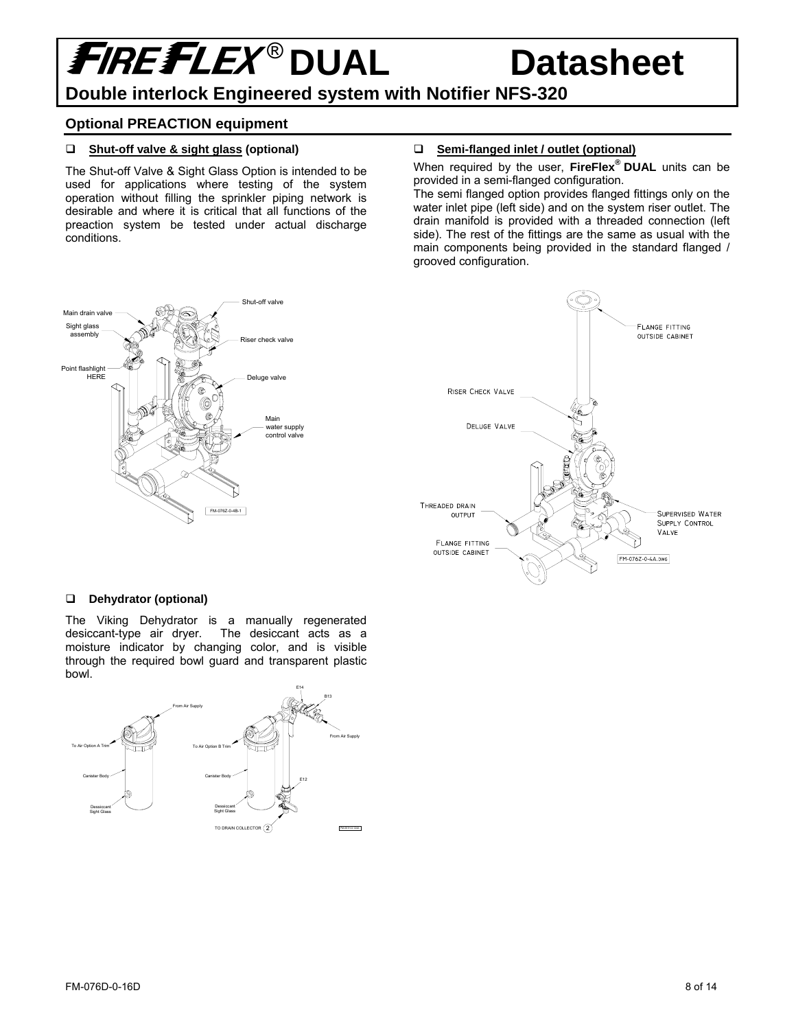## Optional PREACTION equipment

- **Shut-off valve & sight glass (optional)**

The Shut-off Valve & Sight Glass Option is intended to be used for applications where testing of the system operation without filling the sprinkler piping network is desirable and where it is critical that all functions of the preaction system be tested under actual discharge conditions.

Main drain valve
Sight glass assembly
Point flashlight HERE
Shut-off valve
Riser check valve
Deluge valve
Main water supply control valve
FM-076Z-0-4B-1

- **Semi-flanged inlet / outlet (optional)**

When required by the user, **FireFlex® DUAL** units can be provided in a semi-flanged configuration.

The semi flanged option provides flanged fittings only on the water inlet pipe (left side) and on the system riser outlet. The drain manifold is provided with a threaded connection (left side). The rest of the fittings are the same as usual with the main components being provided in the standard flanged / grooved configuration.

FLANGE FITTING OUTSIDE CABINET
RISER CHECK VALVE
DELUGE VALVE
THREADED DRAIN OUTPUT
FLANGE FITTING OUTSIDE CABINET
SUPERVISED WATER SUPPLY CONTROL VALVE
FM-076Z-0-4A.DWG

- **Dehydrator (optional)**

The Viking Dehydrator is a manually regenerated desiccant-type air dryer. The desiccant acts as a moisture indicator by changing color, and is visible through the required bowl guard and transparent plastic bowl.

From Air Supply
To Air Option A Trim
Canister Body
Dessiccant Sight Glass

E14
B13
From Air Supply
To Air Option B Trim
Canister Body
E12
Dessiccant Sight Glass
TO DRAIN COLLECTOR 2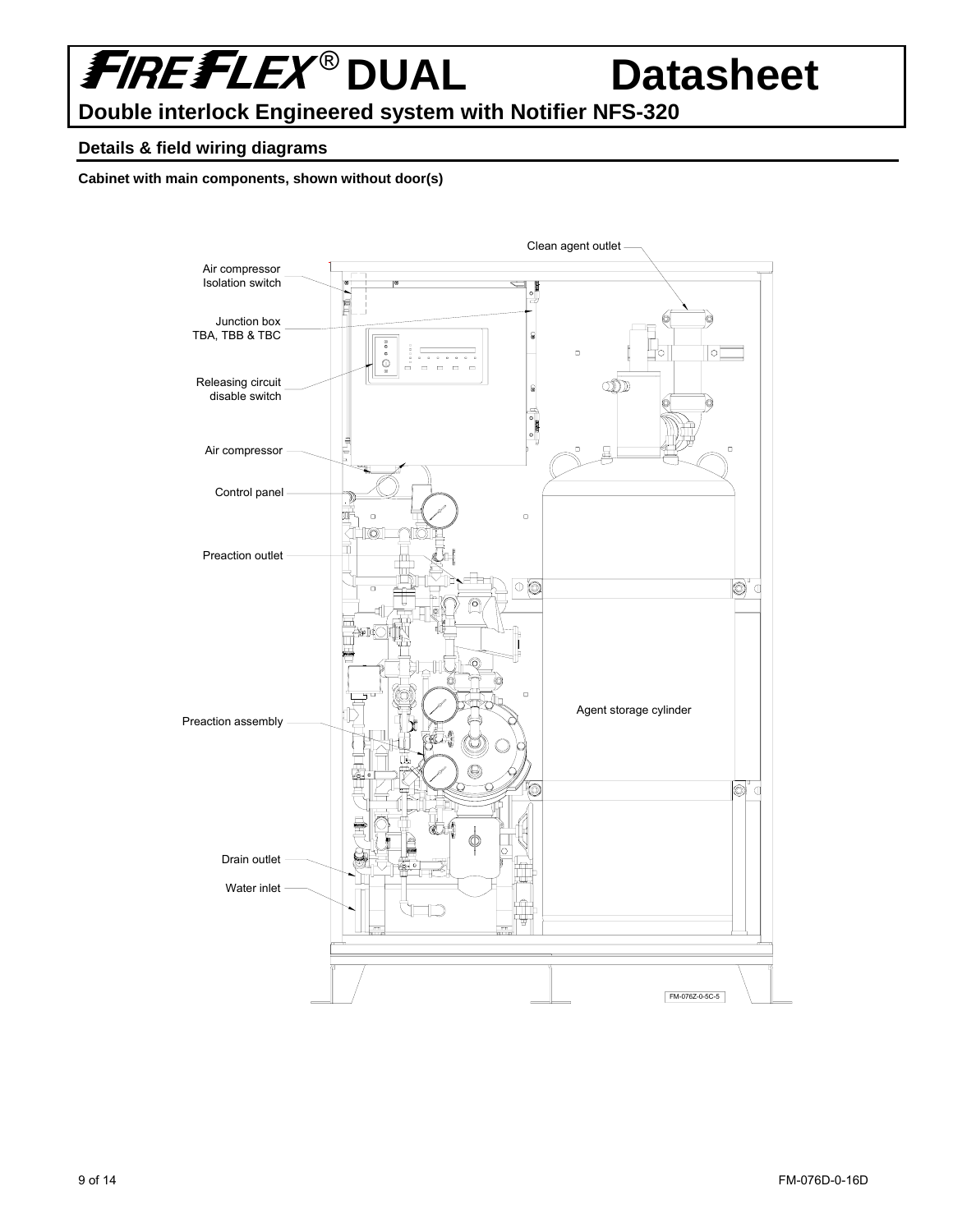# FIREFLEX® DUAL Datasheet

**Double interlock Engineered system with Notifier NFS-320**

## Details & field wiring diagrams

**Cabinet with main components, shown without door(s)**

Clean agent outlet

Air compressor Isolation switch

Junction box TBA, TBB & TBC

Releasing circuit disable switch

Air compressor

Control panel

Preaction outlet

Agent storage cylinder

Preaction assembly

Drain outlet

Water inlet

FM-076Z-0-5C-5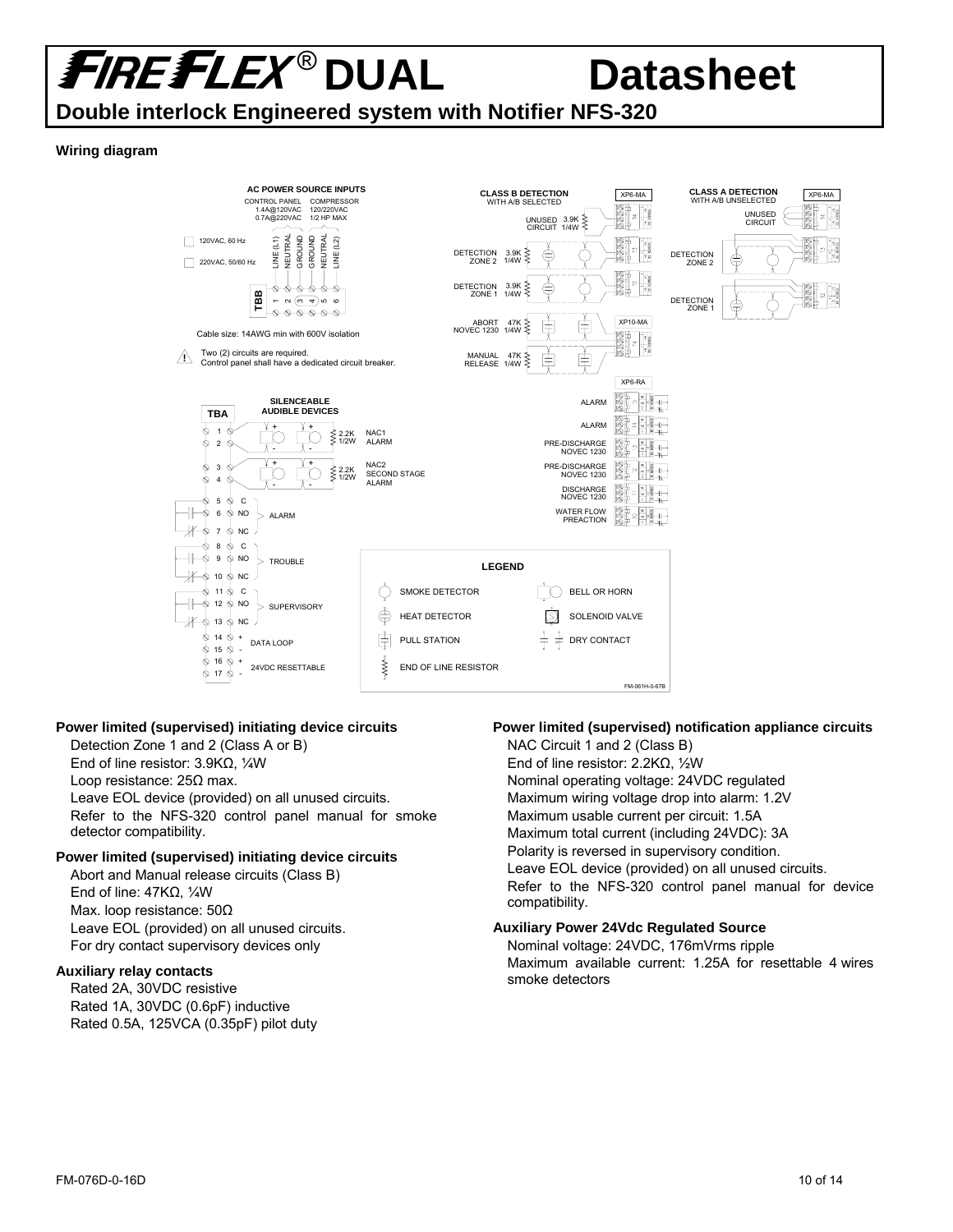# FIREFLEX® DUAL Datasheet

## Double interlock Engineered system with Notifier NFS-320

### Wiring diagram

AC POWER SOURCE INPUTS

CONTROL PANEL 1.4A@120VAC 0.7A@220VAC

COMPRESSOR 120/220VAC 1/2 HP MAX

120VAC, 60 Hz

220VAC, 50/60 Hz

TBB: 1 LINE (L1), 2 NEUTRAL, 3 GROUND, 4 GROUND, 5 NEUTRAL, 6 LINE (L2)

Cable size: 14AWG min with 600V isolation

Two (2) circuits are required. Control panel shall have a dedicated circuit breaker.

CLASS B DETECTION WITH A/B SELECTED — XP6-MA

UNUSED CIRCUIT 3.9K 1/4W

DETECTION ZONE 2 3.9K 1/4W

DETECTION ZONE 1 3.9K 1/4W

ABORT NOVEC 1230 47K 1/4W — XP10-MA

MANUAL RELEASE 47K 1/4W

CLASS A DETECTION WITH A/B UNSELECTED — XP6-MA

UNUSED CIRCUIT

DETECTION ZONE 2

DETECTION ZONE 1

XP6-RA: ALARM, ALARM, PRE-DISCHARGE NOVEC 1230, PRE-DISCHARGE NOVEC 1230, DISCHARGE NOVEC 1230, WATER FLOW PREACTION

TBA — SILENCEABLE AUDIBLE DEVICES

1, 2: NAC1 ALARM (2.2K 1/2W)

3, 4: NAC2 SECOND STAGE ALARM (2.2K 1/2W)

5 C, 6 NO, 7 NC: ALARM

8 C, 9 NO, 10 NC: TROUBLE

11 C, 12 NO, 13 NC: SUPERVISORY

14 +, 15 -: DATA LOOP

16 +, 17 -: 24VDC RESETTABLE

LEGEND: SMOKE DETECTOR; HEAT DETECTOR; PULL STATION; END OF LINE RESISTOR; BELL OR HORN; SOLENOID VALVE; DRY CONTACT

FM-061H-0-67B

#### Power limited (supervised) initiating device circuits

Detection Zone 1 and 2 (Class A or B)
End of line resistor: 3.9KΩ, ¼W
Loop resistance: 25Ω max.
Leave EOL device (provided) on all unused circuits.
Refer to the NFS-320 control panel manual for smoke detector compatibility.

#### Power limited (supervised) initiating device circuits

Abort and Manual release circuits (Class B)
End of line: 47KΩ, ¼W
Max. loop resistance: 50Ω
Leave EOL (provided) on all unused circuits.
For dry contact supervisory devices only

#### Auxiliary relay contacts

Rated 2A, 30VDC resistive
Rated 1A, 30VDC (0.6pF) inductive
Rated 0.5A, 125VCA (0.35pF) pilot duty

#### Power limited (supervised) notification appliance circuits

NAC Circuit 1 and 2 (Class B)
End of line resistor: 2.2KΩ, ½W
Nominal operating voltage: 24VDC regulated
Maximum wiring voltage drop into alarm: 1.2V
Maximum usable current per circuit: 1.5A
Maximum total current (including 24VDC): 3A
Polarity is reversed in supervisory condition.
Leave EOL device (provided) on all unused circuits.
Refer to the NFS-320 control panel manual for device compatibility.

#### Auxiliary Power 24Vdc Regulated Source

Nominal voltage: 24VDC, 176mVrms ripple
Maximum available current: 1.25A for resettable 4 wires smoke detectors

FM-076D-0-16D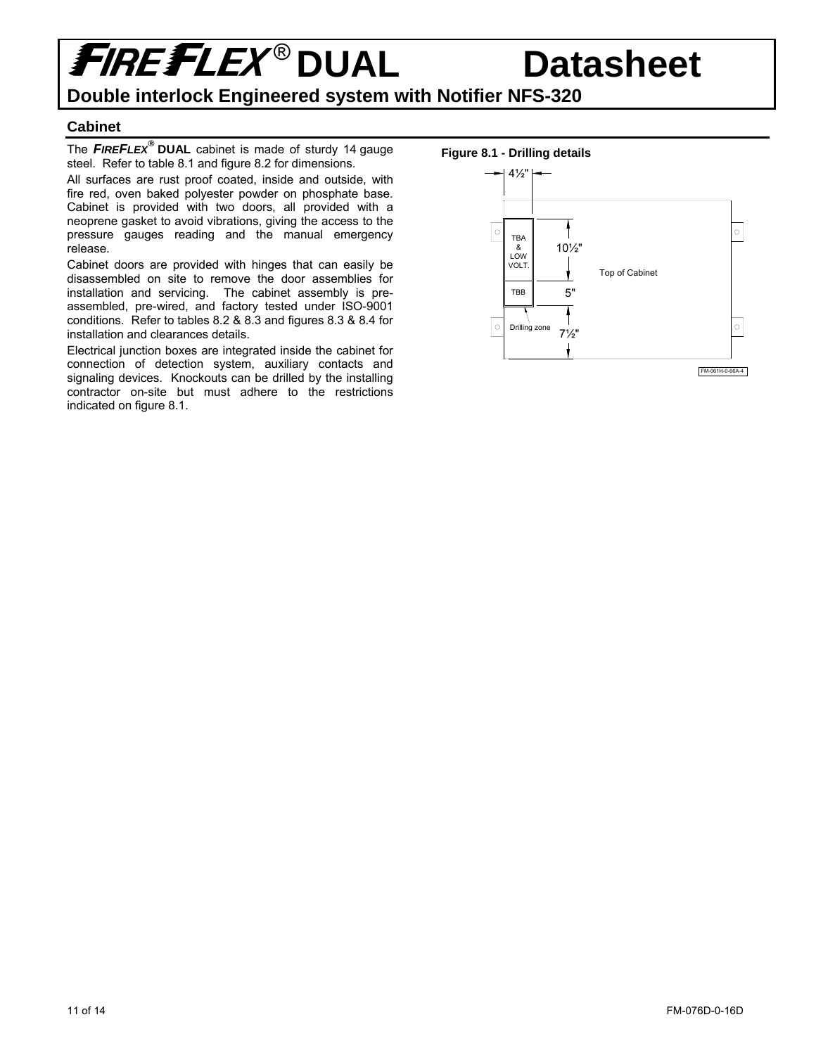# FIREFLEX® DUAL Datasheet

## Double interlock Engineered system with Notifier NFS-320

### Cabinet

The ***FIREFLEX®*** **DUAL** cabinet is made of sturdy 14 gauge steel. Refer to table 8.1 and figure 8.2 for dimensions.

All surfaces are rust proof coated, inside and outside, with fire red, oven baked polyester powder on phosphate base. Cabinet is provided with two doors, all provided with a neoprene gasket to avoid vibrations, giving the access to the pressure gauges reading and the manual emergency release.

Cabinet doors are provided with hinges that can easily be disassembled on site to remove the door assemblies for installation and servicing. The cabinet assembly is pre-assembled, pre-wired, and factory tested under ISO-9001 conditions. Refer to tables 8.2 & 8.3 and figures 8.3 & 8.4 for installation and clearances details.

Electrical junction boxes are integrated inside the cabinet for connection of detection system, auxiliary contacts and signaling devices. Knockouts can be drilled by the installing contractor on-site but must adhere to the restrictions indicated on figure 8.1.

**Figure 8.1 - Drilling details**

4½"
TBA & LOW VOLT.
10½"
TBB
5"
Drilling zone
7½"
Top of Cabinet
FM-061H-0-66A-4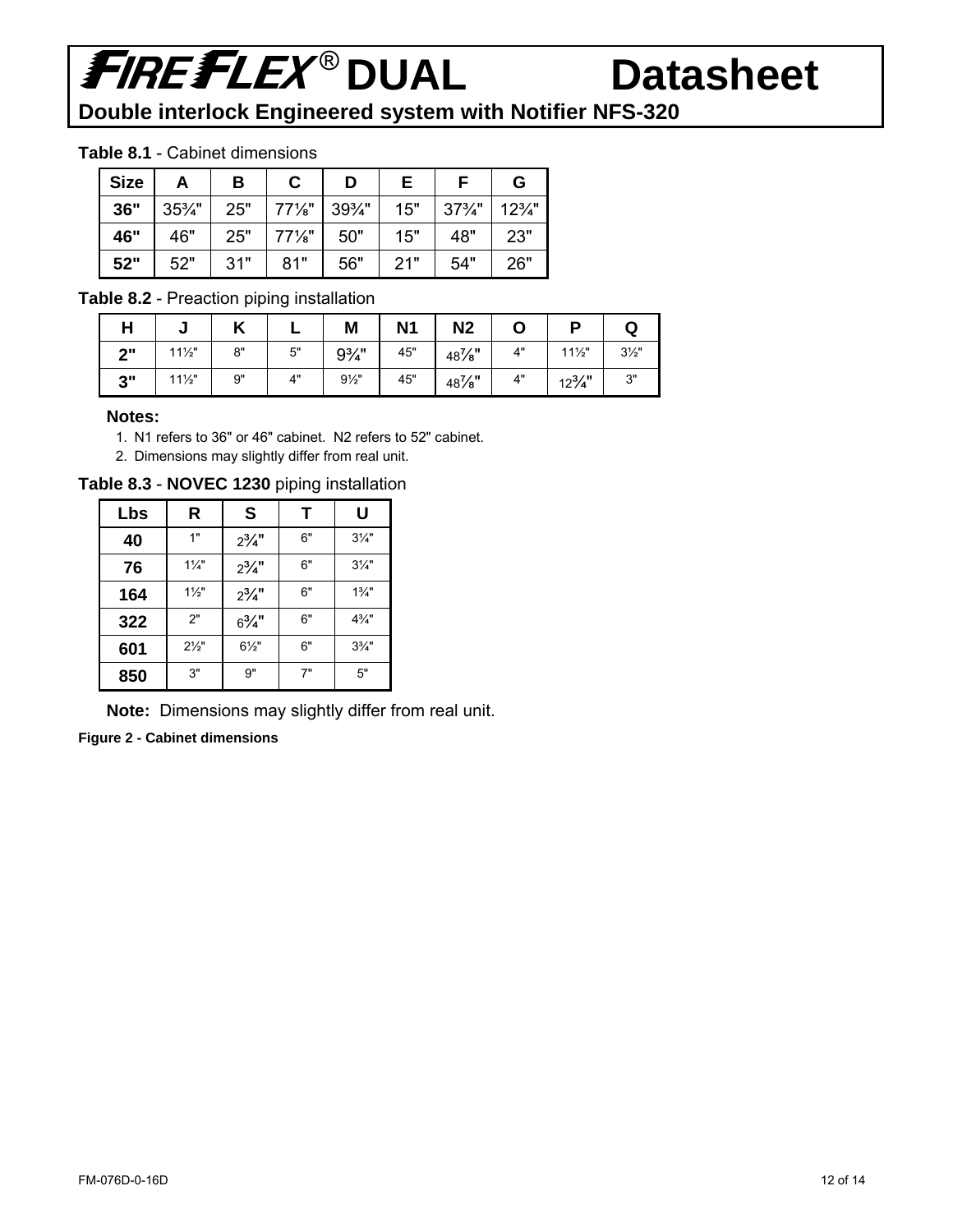# FIREFLEX® DUAL Datasheet

## Double interlock Engineered system with Notifier NFS-320

**Table 8.1** - Cabinet dimensions

| Size | A | B | C | D | E | F | G |
|---|---|---|---|---|---|---|---|
| **36"** | 35¾" | 25" | 77⅛" | 39¾" | 15" | 37¾" | 12¾" |
| **46"** | 46" | 25" | 77⅛" | 50" | 15" | 48" | 23" |
| **52"** | 52" | 31" | 81" | 56" | 21" | 54" | 26" |

**Table 8.2** - Preaction piping installation

| H | J | K | L | M | N1 | N2 | O | P | Q |
|---|---|---|---|---|---|---|---|---|---|
| **2"** | 11½" | 8" | 5" | 9¾" | 45" | 48⅞" | 4" | 11½" | 3½" |
| **3"** | 11½" | 9" | 4" | 9½" | 45" | 48⅞" | 4" | 12¾" | 3" |

**Notes:**

1. N1 refers to 36" or 46" cabinet. N2 refers to 52" cabinet.
2. Dimensions may slightly differ from real unit.

**Table 8.3** - **NOVEC 1230** piping installation

| Lbs | R | S | T | U |
|---|---|---|---|---|
| **40** | 1" | 2¾" | 6" | 3¼" |
| **76** | 1¼" | 2¾" | 6" | 3¼" |
| **164** | 1½" | 2¾" | 6" | 1¾" |
| **322** | 2" | 6¾" | 6" | 4¾" |
| **601** | 2½" | 6½" | 6" | 3¾" |
| **850** | 3" | 9" | 7" | 5" |

**Note:** Dimensions may slightly differ from real unit.

**Figure 2 - Cabinet dimensions**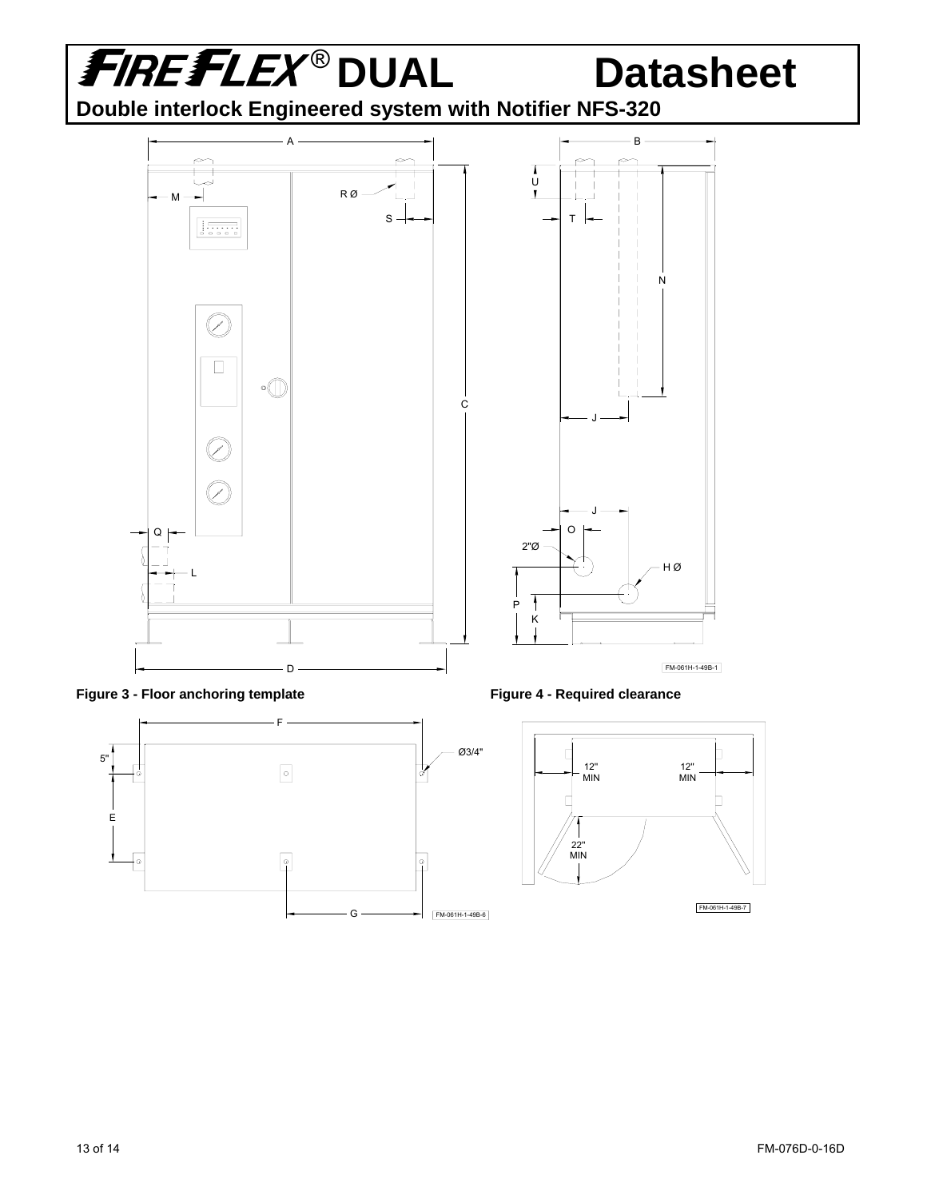# FIREFLEX® DUAL Datasheet

**Double interlock Engineered system with Notifier NFS-320**

A B

M R Ø U

S T

N

C

J

J

Q O

2"Ø

L H Ø

P

K

D

FM-061H-1-49B-1

**Figure 3 - Floor anchoring template**

F

5" Ø3/4"

E

G

FM-061H-1-49B-6

**Figure 4 - Required clearance**

12" MIN 12" MIN

22" MIN

FM-061H-1-49B-7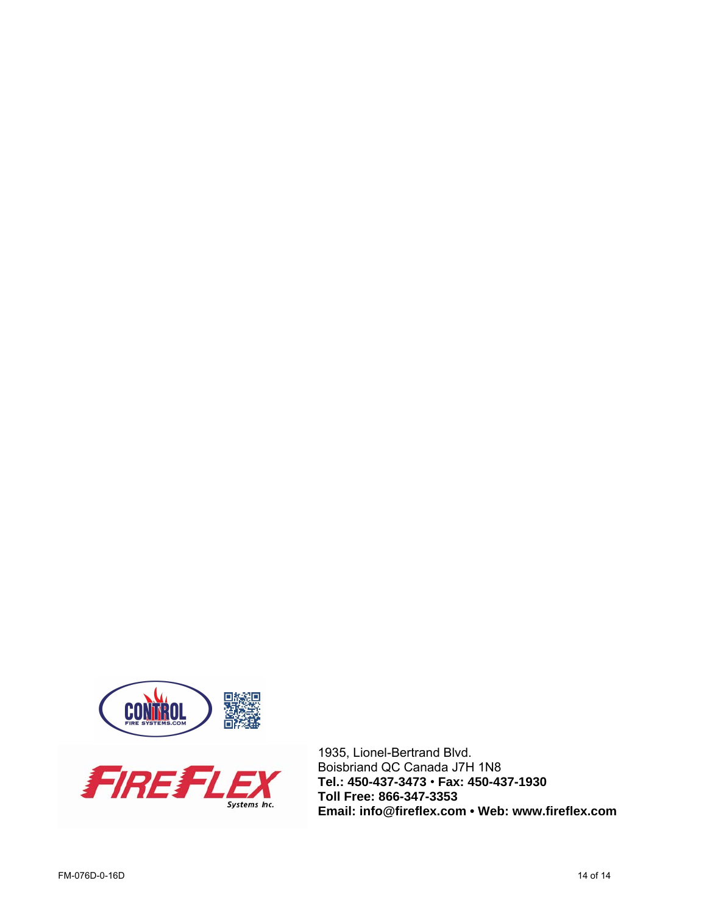1935, Lionel-Bertrand Blvd.
Boisbriand QC Canada J7H 1N8
**Tel.: 450-437-3473** • **Fax: 450-437-1930**
**Toll Free: 866-347-3353**
**Email: info@fireflex.com • Web: www.fireflex.com**

FM-076D-0-16D